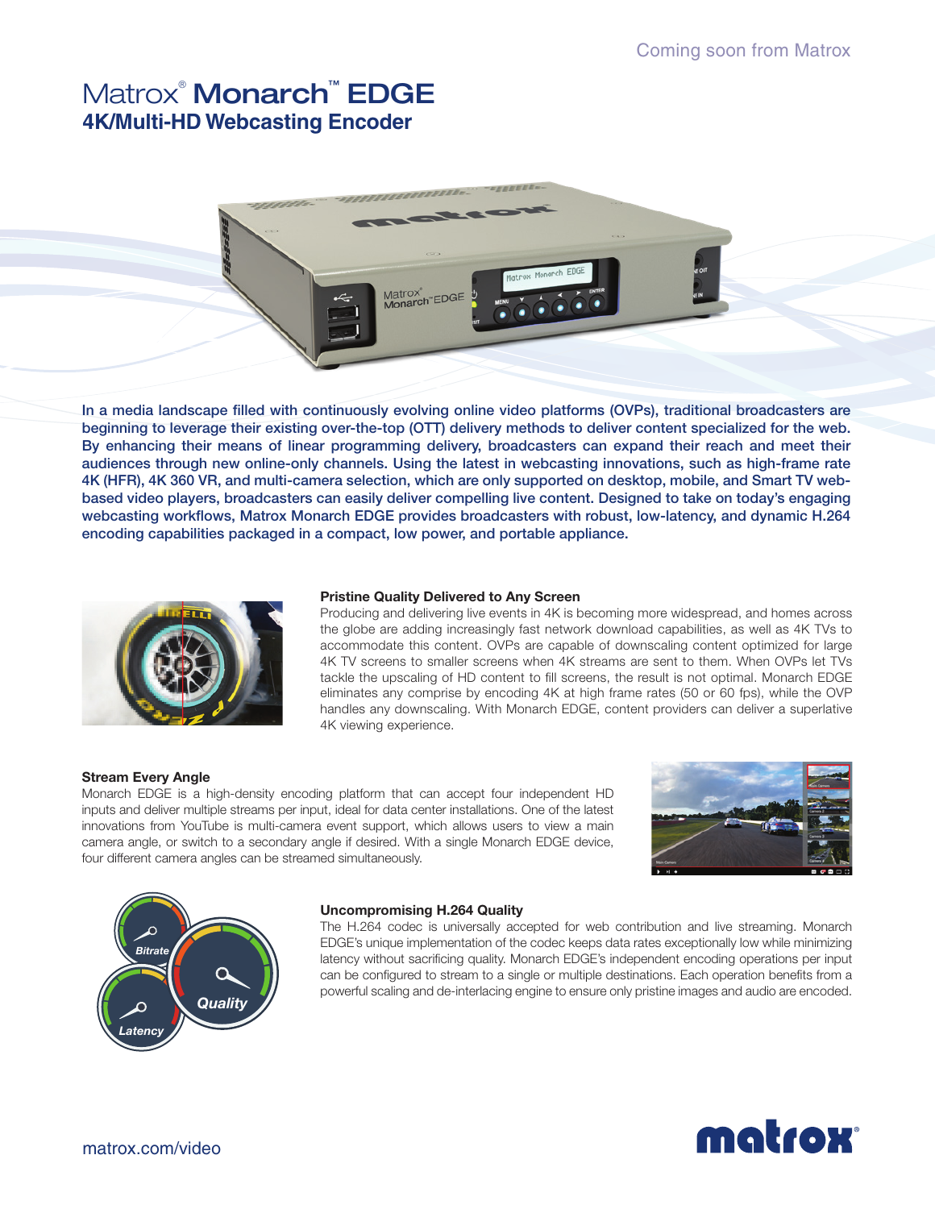Coming soon from Matrox

# Matrox® Monarch™ EDGE

## 4K/Multi-HD Webcasting Encoder

**In a media landscape filled with continuously evolving online video platforms (OVPs), traditional broadcasters are beginning to leverage their existing over-the-top (OTT) delivery methods to deliver content specialized for the web. By enhancing their means of linear programming delivery, broadcasters can expand their reach and meet their audiences through new online-only channels. Using the latest in webcasting innovations, such as high-frame rate 4K (HFR), 4K 360 VR, and multi-camera selection, which are only supported on desktop, mobile, and Smart TV web-based video players, broadcasters can easily deliver compelling live content. Designed to take on today's engaging webcasting workflows, Matrox Monarch EDGE provides broadcasters with robust, low-latency, and dynamic H.264 encoding capabilities packaged in a compact, low power, and portable appliance.**

### Pristine Quality Delivered to Any Screen

Producing and delivering live events in 4K is becoming more widespread, and homes across the globe are adding increasingly fast network download capabilities, as well as 4K TVs to accommodate this content. OVPs are capable of downscaling content optimized for large 4K TV screens to smaller screens when 4K streams are sent to them. When OVPs let TVs tackle the upscaling of HD content to fill screens, the result is not optimal. Monarch EDGE eliminates any comprise by encoding 4K at high frame rates (50 or 60 fps), while the OVP handles any downscaling. With Monarch EDGE, content providers can deliver a superlative 4K viewing experience.

### Stream Every Angle

Monarch EDGE is a high-density encoding platform that can accept four independent HD inputs and deliver multiple streams per input, ideal for data center installations. One of the latest innovations from YouTube is multi-camera event support, which allows users to view a main camera angle, or switch to a secondary angle if desired. With a single Monarch EDGE device, four different camera angles can be streamed simultaneously.

### Uncompromising H.264 Quality

The H.264 codec is universally accepted for web contribution and live streaming. Monarch EDGE's unique implementation of the codec keeps data rates exceptionally low while minimizing latency without sacrificing quality. Monarch EDGE's independent encoding operations per input can be configured to stream to a single or multiple destinations. Each operation benefits from a powerful scaling and de-interlacing engine to ensure only pristine images and audio are encoded.

matrox.com/video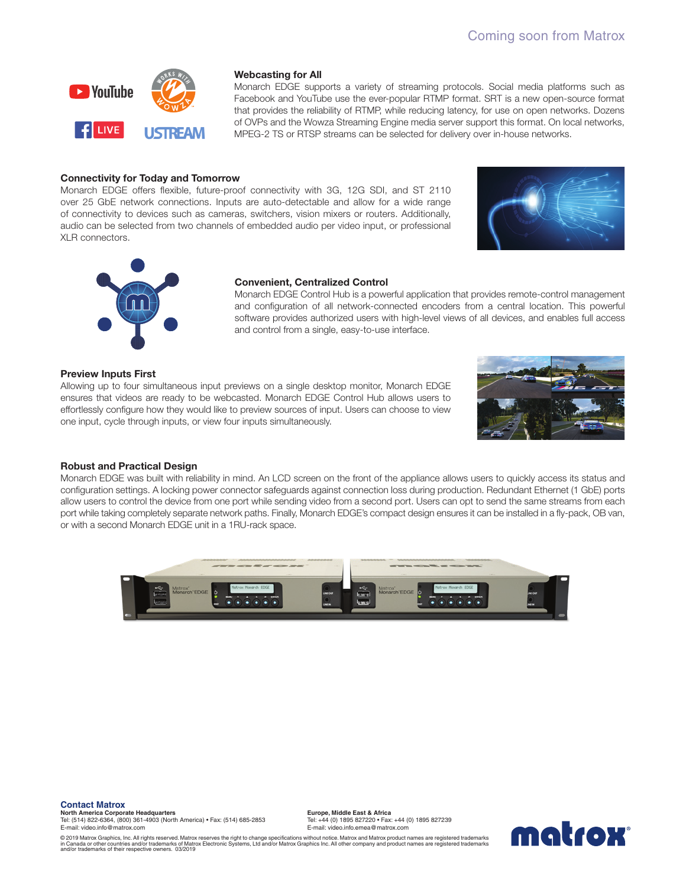## Webcasting for All

Monarch EDGE supports a variety of streaming protocols. Social media platforms such as Facebook and YouTube use the ever-popular RTMP format. SRT is a new open-source format that provides the reliability of RTMP, while reducing latency, for use on open networks. Dozens of OVPs and the Wowza Streaming Engine media server support this format. On local networks, MPEG-2 TS or RTSP streams can be selected for delivery over in-house networks.

## Connectivity for Today and Tomorrow

Monarch EDGE offers flexible, future-proof connectivity with 3G, 12G SDI, and ST 2110 over 25 GbE network connections. Inputs are auto-detectable and allow for a wide range of connectivity to devices such as cameras, switchers, vision mixers or routers. Additionally, audio can be selected from two channels of embedded audio per video input, or professional XLR connectors.

## Convenient, Centralized Control

Monarch EDGE Control Hub is a powerful application that provides remote-control management and configuration of all network-connected encoders from a central location. This powerful software provides authorized users with high-level views of all devices, and enables full access and control from a single, easy-to-use interface.

## Preview Inputs First

Allowing up to four simultaneous input previews on a single desktop monitor, Monarch EDGE ensures that videos are ready to be webcasted. Monarch EDGE Control Hub allows users to effortlessly configure how they would like to preview sources of input. Users can choose to view one input, cycle through inputs, or view four inputs simultaneously.

## Robust and Practical Design

Monarch EDGE was built with reliability in mind. An LCD screen on the front of the appliance allows users to quickly access its status and configuration settings. A locking power connector safeguards against connection loss during production. Redundant Ethernet (1 GbE) ports allow users to control the device from one port while sending video from a second port. Users can opt to send the same streams from each port while taking completely separate network paths. Finally, Monarch EDGE's compact design ensures it can be installed in a fly-pack, OB van, or with a second Monarch EDGE unit in a 1RU-rack space.

## Contact Matrox

**North America Corporate Headquarters**
Tel: (514) 822-6364, (800) 361-4903 (North America) • Fax: (514) 685-2853
E-mail: video.info@matrox.com

**Europe, Middle East & Africa**
Tel: +44 (0) 1895 827220 • Fax: +44 (0) 1895 827239
E-mail: video.info.emea@matrox.com

© 2019 Matrox Graphics, Inc. All rights reserved. Matrox reserves the right to change specifications without notice. Matrox and Matrox product names are registered trademarks in Canada or other countries and/or trademarks of Matrox Electronic Systems, Ltd and/or Matrox Graphics Inc. All other company and product names are registered trademarks and/or trademarks of their respective owners. 03/2019